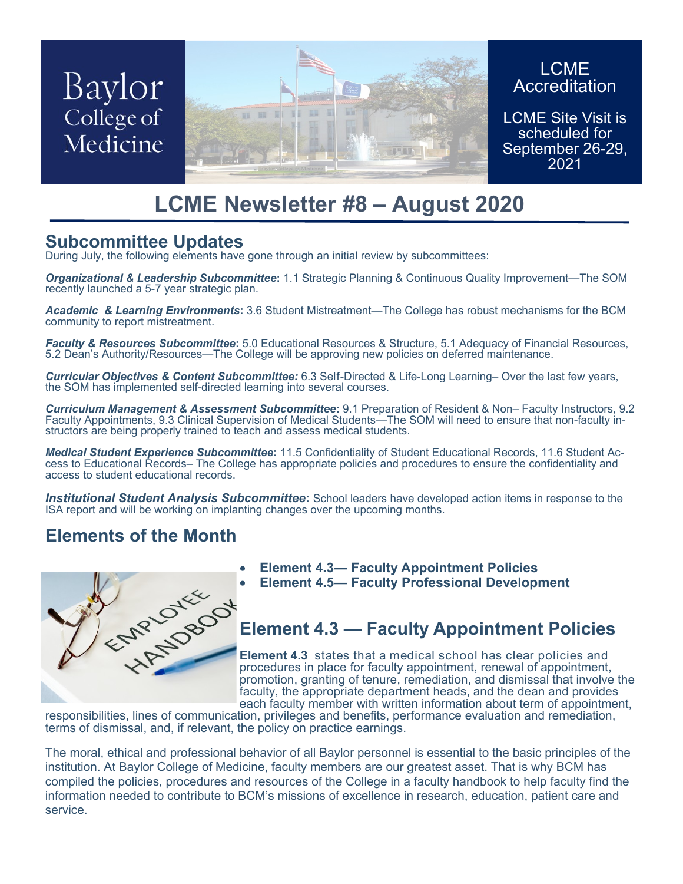Baylor College of Medicine

LCME Accreditation

LCME Site Visit is scheduled for September 26-29, 2021

# LCME Newsletter #8 – August 2020

## Subcommittee Updates

During July, the following elements have gone through an initial review by subcommittees:

***Organizational & Leadership Subcommittee*:** 1.1 Strategic Planning & Continuous Quality Improvement—The SOM recently launched a 5-7 year strategic plan.

***Academic & Learning Environments*:** 3.6 Student Mistreatment—The College has robust mechanisms for the BCM community to report mistreatment.

***Faculty & Resources Subcommittee*:** 5.0 Educational Resources & Structure, 5.1 Adequacy of Financial Resources, 5.2 Dean's Authority/Resources—The College will be approving new policies on deferred maintenance.

***Curricular Objectives & Content Subcommittee:*** 6.3 Self-Directed & Life-Long Learning– Over the last few years, the SOM has implemented self-directed learning into several courses.

***Curriculum Management & Assessment Subcommittee*:** 9.1 Preparation of Resident & Non– Faculty Instructors, 9.2 Faculty Appointments, 9.3 Clinical Supervision of Medical Students—The SOM will need to ensure that non-faculty instructors are being properly trained to teach and assess medical students.

***Medical Student Experience Subcommittee*:** 11.5 Confidentiality of Student Educational Records, 11.6 Student Access to Educational Records– The College has appropriate policies and procedures to ensure the confidentiality and access to student educational records.

***Institutional Student Analysis Subcommittee*:** School leaders have developed action items in response to the ISA report and will be working on implanting changes over the upcoming months.

## Elements of the Month

- **Element 4.3— Faculty Appointment Policies**
- **Element 4.5— Faculty Professional Development**

## Element 4.3 — Faculty Appointment Policies

**Element 4.3** states that a medical school has clear policies and procedures in place for faculty appointment, renewal of appointment, promotion, granting of tenure, remediation, and dismissal that involve the faculty, the appropriate department heads, and the dean and provides each faculty member with written information about term of appointment, responsibilities, lines of communication, privileges and benefits, performance evaluation and remediation, terms of dismissal, and, if relevant, the policy on practice earnings.

The moral, ethical and professional behavior of all Baylor personnel is essential to the basic principles of the institution. At Baylor College of Medicine, faculty members are our greatest asset. That is why BCM has compiled the policies, procedures and resources of the College in a faculty handbook to help faculty find the information needed to contribute to BCM's missions of excellence in research, education, patient care and service.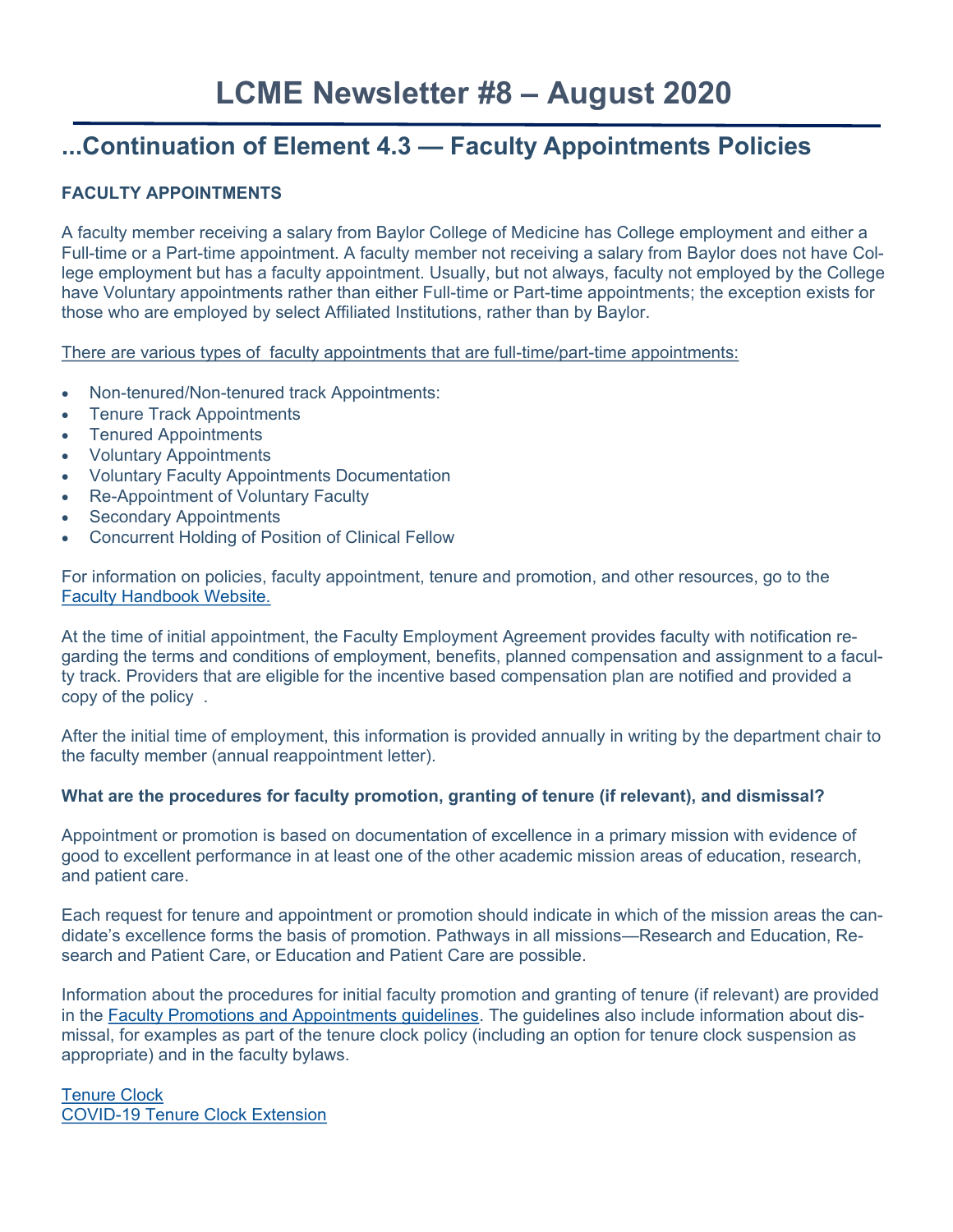# LCME Newsletter #8 – August 2020

## ...Continuation of Element 4.3 — Faculty Appointments Policies

**FACULTY APPOINTMENTS**

A faculty member receiving a salary from Baylor College of Medicine has College employment and either a Full-time or a Part-time appointment. A faculty member not receiving a salary from Baylor does not have College employment but has a faculty appointment. Usually, but not always, faculty not employed by the College have Voluntary appointments rather than either Full-time or Part-time appointments; the exception exists for those who are employed by select Affiliated Institutions, rather than by Baylor.

There are various types of faculty appointments that are full-time/part-time appointments:

- Non-tenured/Non-tenured track Appointments:
- Tenure Track Appointments
- Tenured Appointments
- Voluntary Appointments
- Voluntary Faculty Appointments Documentation
- Re-Appointment of Voluntary Faculty
- Secondary Appointments
- Concurrent Holding of Position of Clinical Fellow

For information on policies, faculty appointment, tenure and promotion, and other resources, go to the Faculty Handbook Website.

At the time of initial appointment, the Faculty Employment Agreement provides faculty with notification regarding the terms and conditions of employment, benefits, planned compensation and assignment to a faculty track. Providers that are eligible for the incentive based compensation plan are notified and provided a copy of the policy .

After the initial time of employment, this information is provided annually in writing by the department chair to the faculty member (annual reappointment letter).

**What are the procedures for faculty promotion, granting of tenure (if relevant), and dismissal?**

Appointment or promotion is based on documentation of excellence in a primary mission with evidence of good to excellent performance in at least one of the other academic mission areas of education, research, and patient care.

Each request for tenure and appointment or promotion should indicate in which of the mission areas the candidate's excellence forms the basis of promotion. Pathways in all missions—Research and Education, Research and Patient Care, or Education and Patient Care are possible.

Information about the procedures for initial faculty promotion and granting of tenure (if relevant) are provided in the Faculty Promotions and Appointments guidelines. The guidelines also include information about dismissal, for examples as part of the tenure clock policy (including an option for tenure clock suspension as appropriate) and in the faculty bylaws.

Tenure Clock
COVID-19 Tenure Clock Extension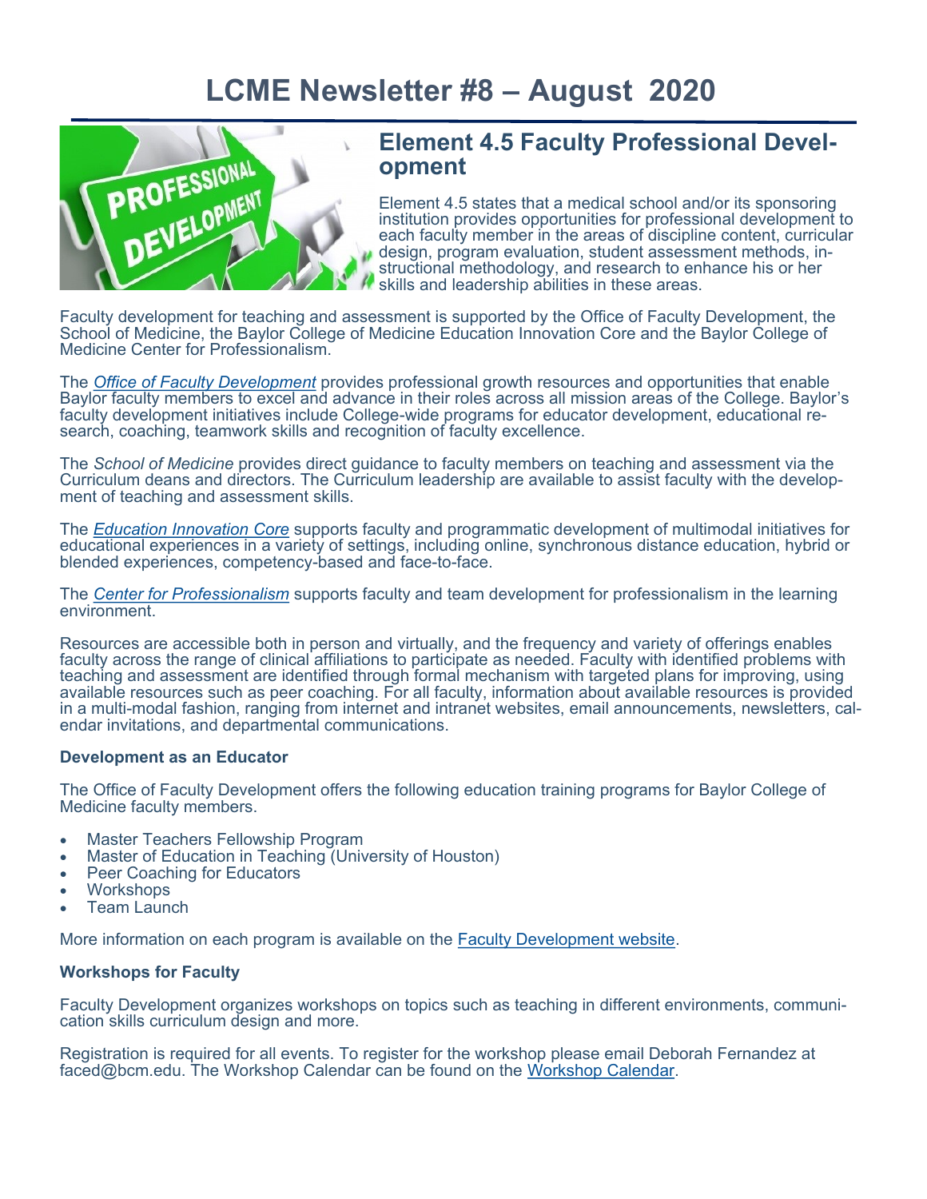# LCME Newsletter #8 – August 2020

## Element 4.5 Faculty Professional Development

Element 4.5 states that a medical school and/or its sponsoring institution provides opportunities for professional development to each faculty member in the areas of discipline content, curricular design, program evaluation, student assessment methods, instructional methodology, and research to enhance his or her skills and leadership abilities in these areas.

Faculty development for teaching and assessment is supported by the Office of Faculty Development, the School of Medicine, the Baylor College of Medicine Education Innovation Core and the Baylor College of Medicine Center for Professionalism.

The *Office of Faculty Development* provides professional growth resources and opportunities that enable Baylor faculty members to excel and advance in their roles across all mission areas of the College. Baylor's faculty development initiatives include College-wide programs for educator development, educational research, coaching, teamwork skills and recognition of faculty excellence.

The *School of Medicine* provides direct guidance to faculty members on teaching and assessment via the Curriculum deans and directors. The Curriculum leadership are available to assist faculty with the development of teaching and assessment skills.

The *Education Innovation Core* supports faculty and programmatic development of multimodal initiatives for educational experiences in a variety of settings, including online, synchronous distance education, hybrid or blended experiences, competency-based and face-to-face.

The *Center for Professionalism* supports faculty and team development for professionalism in the learning environment.

Resources are accessible both in person and virtually, and the frequency and variety of offerings enables faculty across the range of clinical affiliations to participate as needed. Faculty with identified problems with teaching and assessment are identified through formal mechanism with targeted plans for improving, using available resources such as peer coaching. For all faculty, information about available resources is provided in a multi-modal fashion, ranging from internet and intranet websites, email announcements, newsletters, calendar invitations, and departmental communications.

**Development as an Educator**

The Office of Faculty Development offers the following education training programs for Baylor College of Medicine faculty members.

- Master Teachers Fellowship Program
- Master of Education in Teaching (University of Houston)
- Peer Coaching for Educators
- Workshops
- Team Launch

More information on each program is available on the Faculty Development website.

**Workshops for Faculty**

Faculty Development organizes workshops on topics such as teaching in different environments, communication skills curriculum design and more.

Registration is required for all events. To register for the workshop please email Deborah Fernandez at faced@bcm.edu. The Workshop Calendar can be found on the Workshop Calendar.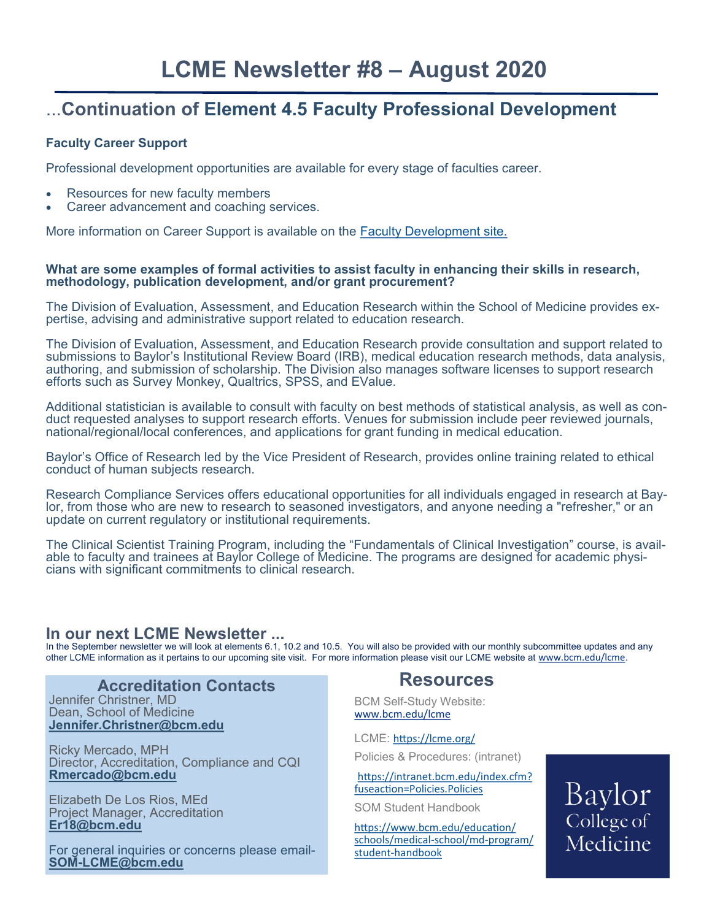# LCME Newsletter #8 – August 2020

## ...Continuation of Element 4.5 Faculty Professional Development

**Faculty Career Support**

Professional development opportunities are available for every stage of faculties career.

- Resources for new faculty members
- Career advancement and coaching services.

More information on Career Support is available on the Faculty Development site.

**What are some examples of formal activities to assist faculty in enhancing their skills in research, methodology, publication development, and/or grant procurement?**

The Division of Evaluation, Assessment, and Education Research within the School of Medicine provides expertise, advising and administrative support related to education research.

The Division of Evaluation, Assessment, and Education Research provide consultation and support related to submissions to Baylor's Institutional Review Board (IRB), medical education research methods, data analysis, authoring, and submission of scholarship. The Division also manages software licenses to support research efforts such as Survey Monkey, Qualtrics, SPSS, and EValue.

Additional statistician is available to consult with faculty on best methods of statistical analysis, as well as conduct requested analyses to support research efforts. Venues for submission include peer reviewed journals, national/regional/local conferences, and applications for grant funding in medical education.

Baylor's Office of Research led by the Vice President of Research, provides online training related to ethical conduct of human subjects research.

Research Compliance Services offers educational opportunities for all individuals engaged in research at Baylor, from those who are new to research to seasoned investigators, and anyone needing a "refresher," or an update on current regulatory or institutional requirements.

The Clinical Scientist Training Program, including the "Fundamentals of Clinical Investigation" course, is available to faculty and trainees at Baylor College of Medicine. The programs are designed for academic physicians with significant commitments to clinical research.

## In our next LCME Newsletter ...

In the September newsletter we will look at elements 6.1, 10.2 and 10.5. You will also be provided with our monthly subcommittee updates and any other LCME information as it pertains to our upcoming site visit. For more information please visit our LCME website at www.bcm.edu/lcme.

### Accreditation Contacts

Jennifer Christner, MD
Dean, School of Medicine
**Jennifer.Christner@bcm.edu**

Ricky Mercado, MPH
Director, Accreditation, Compliance and CQI
**Rmercado@bcm.edu**

Elizabeth De Los Rios, MEd
Project Manager, Accreditation
**Er18@bcm.edu**

For general inquiries or concerns please email-
**SOM-LCME@bcm.edu**

### Resources

BCM Self-Study Website:
www.bcm.edu/lcme

LCME: https://lcme.org/

Policies & Procedures: (intranet)

https://intranet.bcm.edu/index.cfm?fuseaction=Policies.Policies

SOM Student Handbook

https://www.bcm.edu/education/schools/medical-school/md-program/student-handbook

Baylor College of Medicine